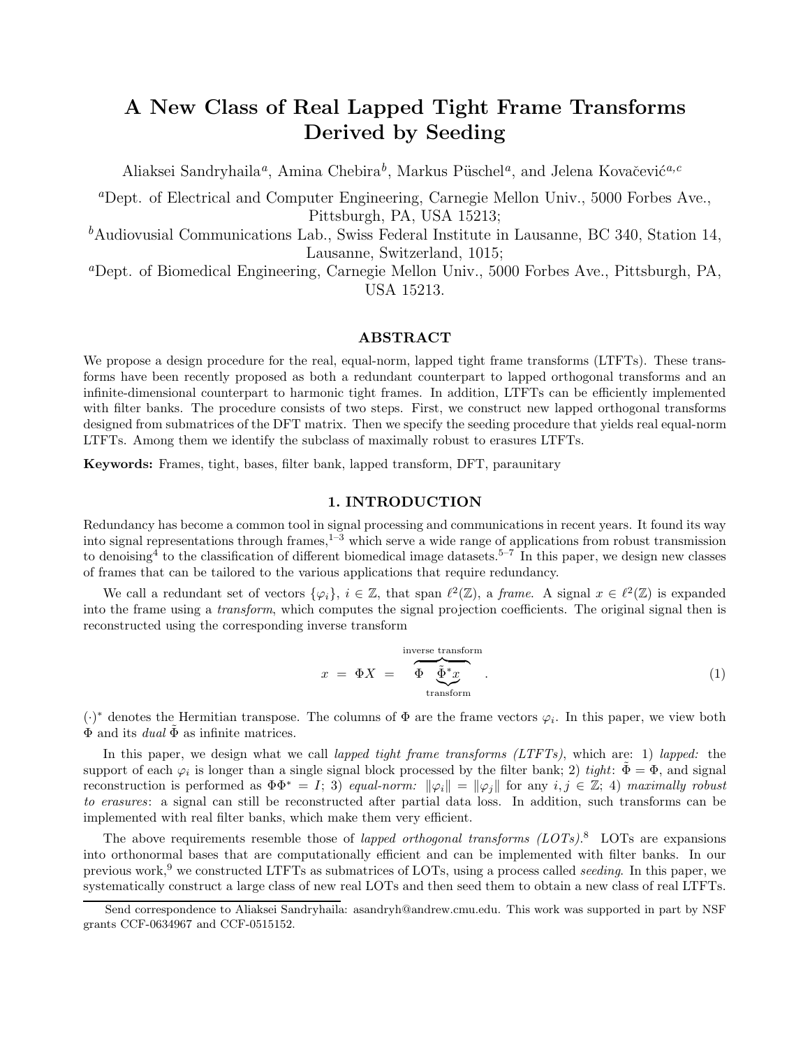# A New Class of Real Lapped Tight Frame Transforms Derived by Seeding

Aliaksei Sandryhaila[a], Amina Chebira[b], Markus Püschel[a], and Jelena Kovačević[a,c]

[a]Dept. of Electrical and Computer Engineering, Carnegie Mellon Univ., 5000 Forbes Ave., Pittsburgh, PA, USA 15213;

[b]Audiovusial Communications Lab., Swiss Federal Institute in Lausanne, BC 340, Station 14, Lausanne, Switzerland, 1015;

[a]Dept. of Biomedical Engineering, Carnegie Mellon Univ., 5000 Forbes Ave., Pittsburgh, PA, USA 15213.

## ABSTRACT

We propose a design procedure for the real, equal-norm, lapped tight frame transforms (LTFTs). These transforms have been recently proposed as both a redundant counterpart to lapped orthogonal transforms and an infinite-dimensional counterpart to harmonic tight frames. In addition, LTFTs can be efficiently implemented with filter banks. The procedure consists of two steps. First, we construct new lapped orthogonal transforms designed from submatrices of the DFT matrix. Then we specify the seeding procedure that yields real equal-norm LTFTs. Among them we identify the subclass of maximally robust to erasures LTFTs.

**Keywords:** Frames, tight, bases, filter bank, lapped transform, DFT, paraunitary

## 1. INTRODUCTION

Redundancy has become a common tool in signal processing and communications in recent years. It found its way into signal representations through frames,[1–3] which serve a wide range of applications from robust transmission to denoising[4] to the classification of different biomedical image datasets.[5–7] In this paper, we design new classes of frames that can be tailored to the various applications that require redundancy.

We call a redundant set of vectors $\{\varphi_i\}$, $i \in \mathbb{Z}$, that span $\ell^2(\mathbb{Z})$, a *frame*. A signal $x \in \ell^2(\mathbb{Z})$ is expanded into the frame using a *transform*, which computes the signal projection coefficients. The original signal then is reconstructed using the corresponding inverse transform

$$x \;=\; \Phi X \;=\; \overbrace{\Phi \underbrace{\tilde{\Phi}^* x}_{\text{transform}}}^{\text{inverse transform}} \quad . \tag{1}$$

$(\cdot)^*$ denotes the Hermitian transpose. The columns of $\Phi$ are the frame vectors $\varphi_i$. In this paper, we view both $\Phi$ and its *dual* $\tilde{\Phi}$ as infinite matrices.

In this paper, we design what we call *lapped tight frame transforms (LTFTs)*, which are: 1) *lapped:* the support of each $\varphi_i$ is longer than a single signal block processed by the filter bank; 2) *tight*: $\tilde{\Phi} = \Phi$, and signal reconstruction is performed as $\Phi\Phi^* = I$; 3) *equal-norm:* $\|\varphi_i\| = \|\varphi_j\|$ for any $i, j \in \mathbb{Z}$; 4) *maximally robust to erasures*: a signal can still be reconstructed after partial data loss. In addition, such transforms can be implemented with real filter banks, which make them very efficient.

The above requirements resemble those of *lapped orthogonal transforms (LOTs)*.[8] LOTs are expansions into orthonormal bases that are computationally efficient and can be implemented with filter banks. In our previous work,[9] we constructed LTFTs as submatrices of LOTs, using a process called *seeding*. In this paper, we systematically construct a large class of new real LOTs and then seed them to obtain a new class of real LTFTs.

Send correspondence to Aliaksei Sandryhaila: asandryh@andrew.cmu.edu. This work was supported in part by NSF grants CCF-0634967 and CCF-0515152.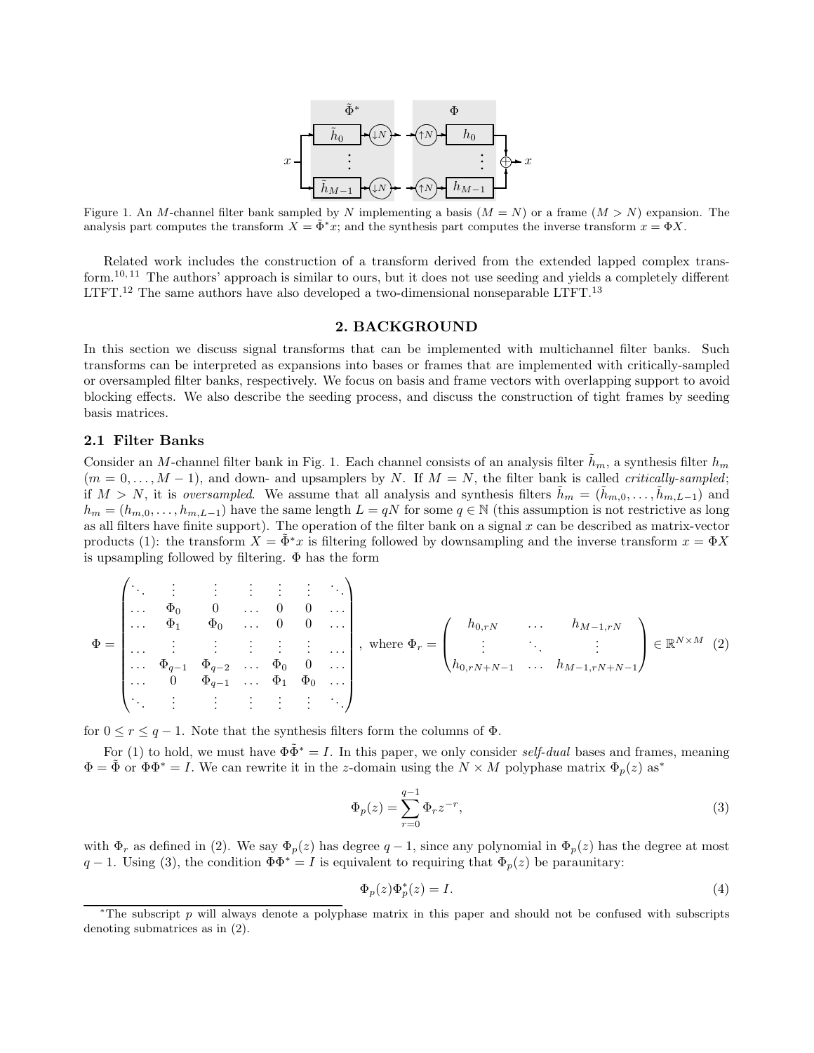Figure 1. An $M$-channel filter bank sampled by $N$ implementing a basis ($M = N$) or a frame ($M > N$) expansion. The analysis part computes the transform $X = \tilde{\Phi}^* x$; and the synthesis part computes the inverse transform $x = \Phi X$.

Related work includes the construction of a transform derived from the extended lapped complex transform.[10, 11] The authors' approach is similar to ours, but it does not use seeding and yields a completely different LTFT.[12] The same authors have also developed a two-dimensional nonseparable LTFT.[13]

## 2. BACKGROUND

In this section we discuss signal transforms that can be implemented with multichannel filter banks. Such transforms can be interpreted as expansions into bases or frames that are implemented with critically-sampled or oversampled filter banks, respectively. We focus on basis and frame vectors with overlapping support to avoid blocking effects. We also describe the seeding process, and discuss the construction of tight frames by seeding basis matrices.

### 2.1 Filter Banks

Consider an $M$-channel filter bank in Fig. 1. Each channel consists of an analysis filter $\tilde{h}_m$, a synthesis filter $h_m$ ($m = 0, \ldots, M-1$), and down- and upsamplers by $N$. If $M = N$, the filter bank is called *critically-sampled*; if $M > N$, it is *oversampled*. We assume that all analysis and synthesis filters $\tilde{h}_m = (\tilde{h}_{m,0}, \ldots, \tilde{h}_{m,L-1})$ and $h_m = (h_{m,0}, \ldots, h_{m,L-1})$ have the same length $L = qN$ for some $q \in \mathbb{N}$ (this assumption is not restrictive as long as all filters have finite support). The operation of the filter bank on a signal $x$ can be described as matrix-vector products (1): the transform $X = \tilde{\Phi}^* x$ is filtering followed by downsampling and the inverse transform $x = \Phi X$ is upsampling followed by filtering. $\Phi$ has the form

$$
\Phi = \begin{pmatrix}
\ddots & \vdots & \vdots & \vdots & \vdots & \vdots & \ddots \\
\ldots & \Phi_0 & 0 & \ldots & 0 & 0 & \ldots \\
\ldots & \Phi_1 & \Phi_0 & \ldots & 0 & 0 & \ldots \\
\ldots & \vdots & \vdots & \vdots & \vdots & \vdots & \ldots \\
\ldots & \Phi_{q-1} & \Phi_{q-2} & \ldots & \Phi_0 & 0 & \ldots \\
\ldots & 0 & \Phi_{q-1} & \ldots & \Phi_1 & \Phi_0 & \ldots \\
\ddots & \vdots & \vdots & \vdots & \vdots & \vdots & \ddots
\end{pmatrix}, \text{ where } \Phi_r = \begin{pmatrix}
h_{0,rN} & \ldots & h_{M-1,rN} \\
\vdots & \ddots & \vdots \\
h_{0,rN+N-1} & \ldots & h_{M-1,rN+N-1}
\end{pmatrix} \in \mathbb{R}^{N \times M} \quad (2)
$$

for $0 \le r \le q-1$. Note that the synthesis filters form the columns of $\Phi$.

For (1) to hold, we must have $\Phi \tilde{\Phi}^* = I$. In this paper, we only consider *self-dual* bases and frames, meaning $\Phi = \tilde{\Phi}$ or $\Phi \Phi^* = I$. We can rewrite it in the $z$-domain using the $N \times M$ polyphase matrix $\Phi_p(z)$ as*

$$
\Phi_p(z) = \sum_{r=0}^{q-1} \Phi_r z^{-r}, \tag{3}
$$

with $\Phi_r$ as defined in (2). We say $\Phi_p(z)$ has degree $q-1$, since any polynomial in $\Phi_p(z)$ has the degree at most $q-1$. Using (3), the condition $\Phi \Phi^* = I$ is equivalent to requiring that $\Phi_p(z)$ be paraunitary:

$$
\Phi_p(z) \Phi_p^*(z) = I. \tag{4}
$$

*The subscript $p$ will always denote a polyphase matrix in this paper and should not be confused with subscripts denoting submatrices as in (2).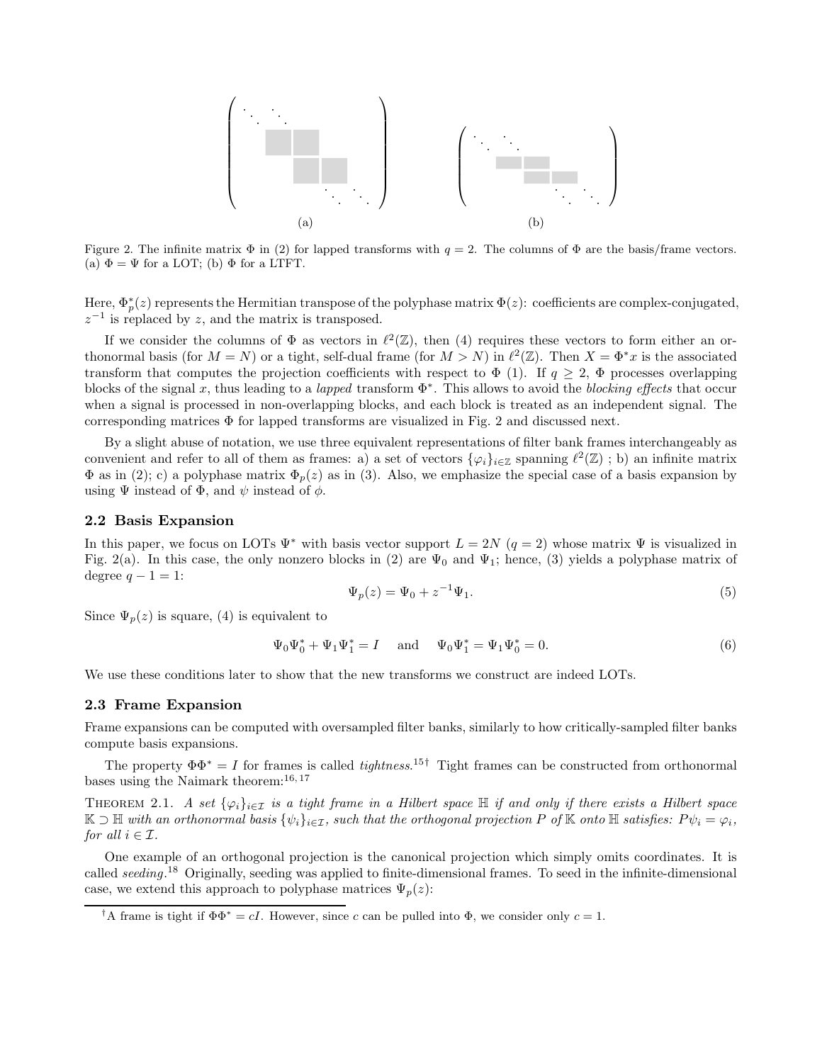Figure 2. The infinite matrix $\Phi$ in (2) for lapped transforms with $q = 2$. The columns of $\Phi$ are the basis/frame vectors. (a) $\Phi = \Psi$ for a LOT; (b) $\Phi$ for a LTFT.

Here, $\Phi_p^*(z)$ represents the Hermitian transpose of the polyphase matrix $\Phi(z)$: coefficients are complex-conjugated, $z^{-1}$ is replaced by $z$, and the matrix is transposed.

If we consider the columns of $\Phi$ as vectors in $\ell^2(\mathbb{Z})$, then (4) requires these vectors to form either an orthonormal basis (for $M = N$) or a tight, self-dual frame (for $M > N$) in $\ell^2(\mathbb{Z})$. Then $X = \Phi^* x$ is the associated transform that computes the projection coefficients with respect to $\Phi$ (1). If $q \geq 2$, $\Phi$ processes overlapping blocks of the signal $x$, thus leading to a *lapped* transform $\Phi^*$. This allows to avoid the *blocking effects* that occur when a signal is processed in non-overlapping blocks, and each block is treated as an independent signal. The corresponding matrices $\Phi$ for lapped transforms are visualized in Fig. 2 and discussed next.

By a slight abuse of notation, we use three equivalent representations of filter bank frames interchangeably as convenient and refer to all of them as frames: a) a set of vectors $\{\varphi_i\}_{i \in \mathbb{Z}}$ spanning $\ell^2(\mathbb{Z})$ ; b) an infinite matrix $\Phi$ as in (2); c) a polyphase matrix $\Phi_p(z)$ as in (3). Also, we emphasize the special case of a basis expansion by using $\Psi$ instead of $\Phi$, and $\psi$ instead of $\phi$.

## 2.2 Basis Expansion

In this paper, we focus on LOTs $\Psi^*$ with basis vector support $L = 2N$ ($q = 2$) whose matrix $\Psi$ is visualized in Fig. 2(a). In this case, the only nonzero blocks in (2) are $\Psi_0$ and $\Psi_1$; hence, (3) yields a polyphase matrix of degree $q - 1 = 1$:

$$\Psi_p(z) = \Psi_0 + z^{-1}\Psi_1. \tag{5}$$

Since $\Psi_p(z)$ is square, (4) is equivalent to

$$\Psi_0\Psi_0^* + \Psi_1\Psi_1^* = I \quad \text{ and } \quad \Psi_0\Psi_1^* = \Psi_1\Psi_0^* = 0. \tag{6}$$

We use these conditions later to show that the new transforms we construct are indeed LOTs.

## 2.3 Frame Expansion

Frame expansions can be computed with oversampled filter banks, similarly to how critically-sampled filter banks compute basis expansions.

The property $\Phi\Phi^* = I$ for frames is called *tightness*.[15†] Tight frames can be constructed from orthonormal bases using the Naimark theorem:[16, 17]

THEOREM 2.1. *A set $\{\varphi_i\}_{i \in \mathcal{I}}$ is a tight frame in a Hilbert space $\mathbb{H}$ if and only if there exists a Hilbert space $\mathbb{K} \supset \mathbb{H}$ with an orthonormal basis $\{\psi_i\}_{i \in \mathcal{I}}$, such that the orthogonal projection $P$ of $\mathbb{K}$ onto $\mathbb{H}$ satisfies: $P\psi_i = \varphi_i$, for all $i \in \mathcal{I}$.*

One example of an orthogonal projection is the canonical projection which simply omits coordinates. It is called *seeding*.[18] Originally, seeding was applied to finite-dimensional frames. To seed in the infinite-dimensional case, we extend this approach to polyphase matrices $\Psi_p(z)$:

[†] A frame is tight if $\Phi\Phi^* = cI$. However, since $c$ can be pulled into $\Phi$, we consider only $c = 1$.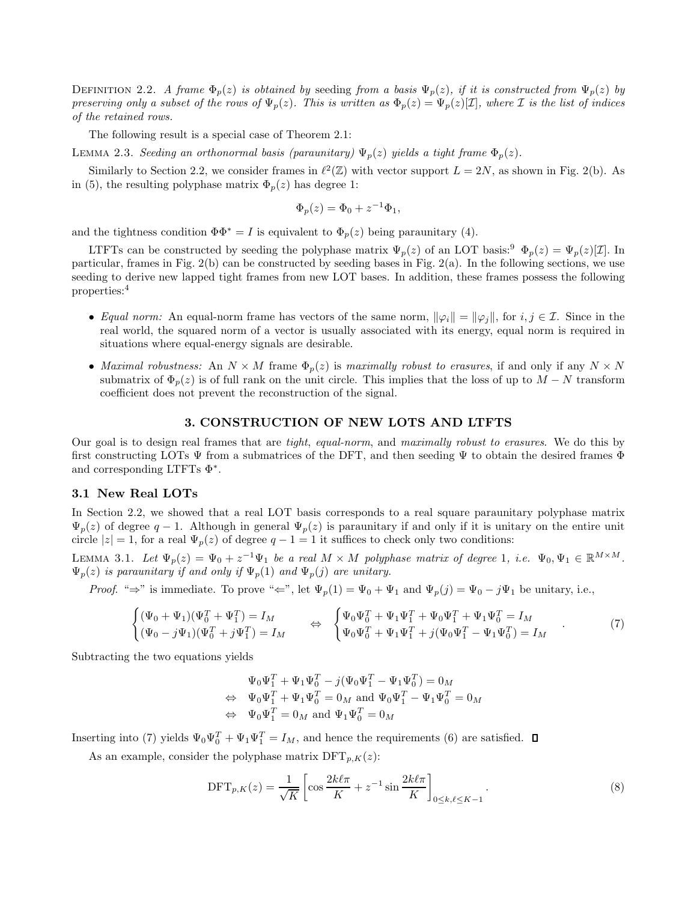DEFINITION 2.2. *A frame $\Phi_p(z)$ is obtained by* seeding *from a basis $\Psi_p(z)$, if it is constructed from $\Psi_p(z)$ by preserving only a subset of the rows of $\Psi_p(z)$. This is written as $\Phi_p(z) = \Psi_p(z)[\mathcal{I}]$, where $\mathcal{I}$ is the list of indices of the retained rows.*

The following result is a special case of Theorem 2.1:

LEMMA 2.3. *Seeding an orthonormal basis (paraunitary) $\Psi_p(z)$ yields a tight frame $\Phi_p(z)$.*

Similarly to Section 2.2, we consider frames in $\ell^2(\mathbb{Z})$ with vector support $L = 2N$, as shown in Fig. 2(b). As in (5), the resulting polyphase matrix $\Phi_p(z)$ has degree 1:

$$\Phi_p(z) = \Phi_0 + z^{-1}\Phi_1,$$

and the tightness condition $\Phi\Phi^* = I$ is equivalent to $\Phi_p(z)$ being paraunitary (4).

LTFTs can be constructed by seeding the polyphase matrix $\Psi_p(z)$ of an LOT basis:[9] $\Phi_p(z) = \Psi_p(z)[\mathcal{I}]$. In particular, frames in Fig. 2(b) can be constructed by seeding bases in Fig. 2(a). In the following sections, we use seeding to derive new lapped tight frames from new LOT bases. In addition, these frames possess the following properties:[4]

- *Equal norm:* An equal-norm frame has vectors of the same norm, $\|\varphi_i\| = \|\varphi_j\|$, for $i, j \in \mathcal{I}$. Since in the real world, the squared norm of a vector is usually associated with its energy, equal norm is required in situations where equal-energy signals are desirable.
- *Maximal robustness:* An $N \times M$ frame $\Phi_p(z)$ is *maximally robust to erasures*, if and only if any $N \times N$ submatrix of $\Phi_p(z)$ is of full rank on the unit circle. This implies that the loss of up to $M - N$ transform coefficient does not prevent the reconstruction of the signal.

## 3. CONSTRUCTION OF NEW LOTS AND LTFTS

Our goal is to design real frames that are *tight*, *equal-norm*, and *maximally robust to erasures*. We do this by first constructing LOTs $\Psi$ from a submatrices of the DFT, and then seeding $\Psi$ to obtain the desired frames $\Phi$ and corresponding LTFTs $\Phi^*$.

### 3.1 New Real LOTs

In Section 2.2, we showed that a real LOT basis corresponds to a real square paraunitary polyphase matrix $\Psi_p(z)$ of degree $q - 1$. Although in general $\Psi_p(z)$ is paraunitary if and only if it is unitary on the entire unit circle $|z| = 1$, for a real $\Psi_p(z)$ of degree $q - 1 = 1$ it suffices to check only two conditions:

LEMMA 3.1. *Let $\Psi_p(z) = \Psi_0 + z^{-1}\Psi_1$ be a real $M \times M$ polyphase matrix of degree 1, i.e. $\Psi_0, \Psi_1 \in \mathbb{R}^{M \times M}$. $\Psi_p(z)$ is paraunitary if and only if $\Psi_p(1)$ and $\Psi_p(j)$ are unitary.*

*Proof.* "$\Rightarrow$" is immediate. To prove "$\Leftarrow$", let $\Psi_p(1) = \Psi_0 + \Psi_1$ and $\Psi_p(j) = \Psi_0 - j\Psi_1$ be unitary, i.e.,

$$\begin{cases} (\Psi_0 + \Psi_1)(\Psi_0^T + \Psi_1^T) = I_M \\ (\Psi_0 - j\Psi_1)(\Psi_0^T + j\Psi_1^T) = I_M \end{cases} \quad \Leftrightarrow \quad \begin{cases} \Psi_0\Psi_0^T + \Psi_1\Psi_1^T + \Psi_0\Psi_1^T + \Psi_1\Psi_0^T = I_M \\ \Psi_0\Psi_0^T + \Psi_1\Psi_1^T + j(\Psi_0\Psi_1^T - \Psi_1\Psi_0^T) = I_M \end{cases} . \tag{7}$$

Subtracting the two equations yields

$$\begin{aligned} & \Psi_0\Psi_1^T + \Psi_1\Psi_0^T - j(\Psi_0\Psi_1^T - \Psi_1\Psi_0^T) = 0_M \\ \Leftrightarrow \quad & \Psi_0\Psi_1^T + \Psi_1\Psi_0^T = 0_M \text{ and } \Psi_0\Psi_1^T - \Psi_1\Psi_0^T = 0_M \\ \Leftrightarrow \quad & \Psi_0\Psi_1^T = 0_M \text{ and } \Psi_1\Psi_0^T = 0_M \end{aligned}$$

Inserting into (7) yields $\Psi_0\Psi_0^T + \Psi_1\Psi_1^T = I_M$, and hence the requirements (6) are satisfied. ∎

As an example, consider the polyphase matrix $\text{DFT}_{p,K}(z)$:

$$\text{DFT}_{p,K}(z) = \frac{1}{\sqrt{K}} \left[ \cos\frac{2k\ell\pi}{K} + z^{-1} \sin\frac{2k\ell\pi}{K} \right]_{0 \le k,\ell \le K-1} . \tag{8}$$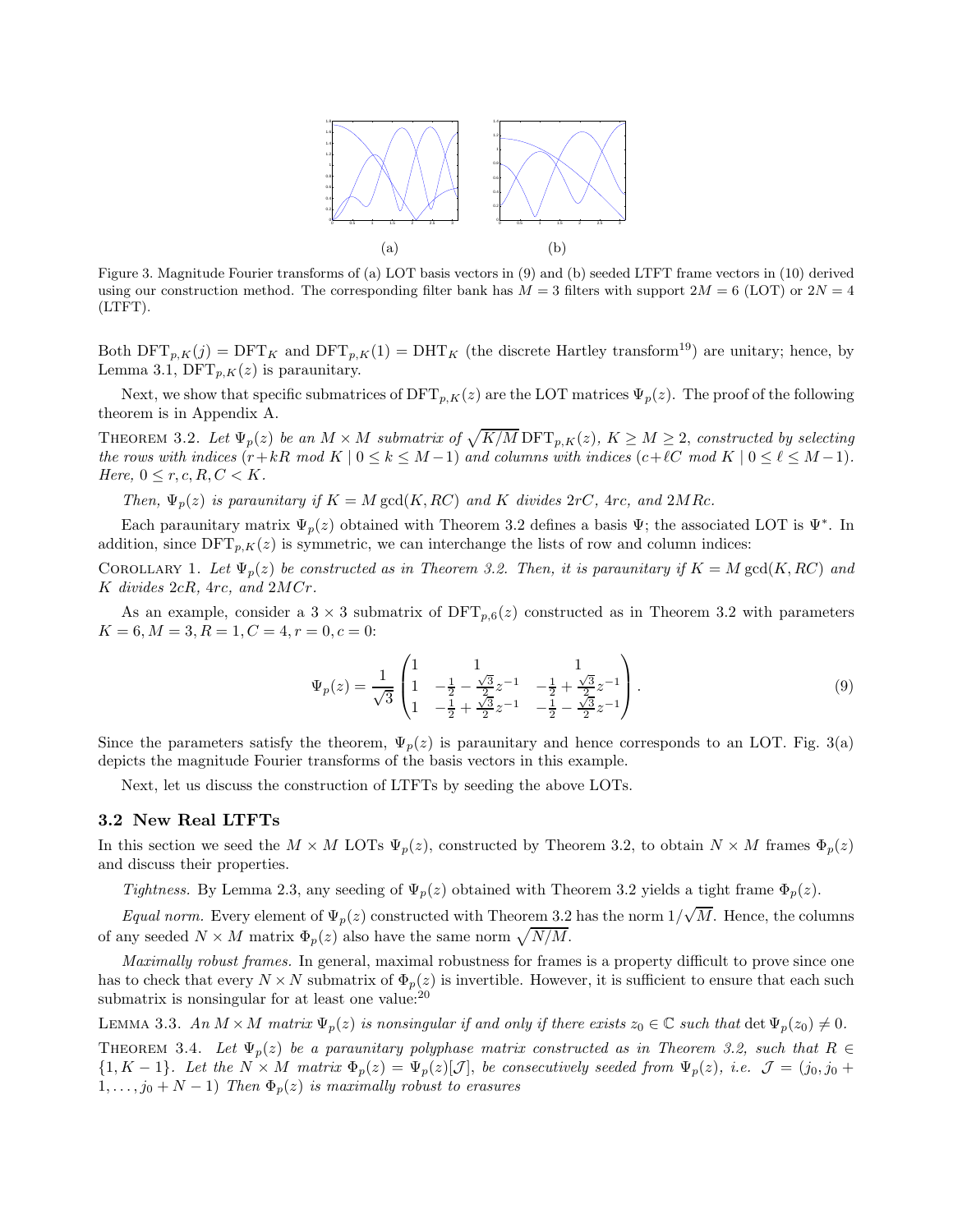(a) (b)

Figure 3. Magnitude Fourier transforms of (a) LOT basis vectors in (9) and (b) seeded LTFT frame vectors in (10) derived using our construction method. The corresponding filter bank has $M = 3$ filters with support $2M = 6$ (LOT) or $2N = 4$ (LTFT).

Both $\mathrm{DFT}_{p,K}(j) = \mathrm{DFT}_K$ and $\mathrm{DFT}_{p,K}(1) = \mathrm{DHT}_K$ (the discrete Hartley transform[19]) are unitary; hence, by Lemma 3.1, $\mathrm{DFT}_{p,K}(z)$ is paraunitary.

Next, we show that specific submatrices of $\mathrm{DFT}_{p,K}(z)$ are the LOT matrices $\Psi_p(z)$. The proof of the following theorem is in Appendix A.

Theorem 3.2. *Let $\Psi_p(z)$ be an $M \times M$ submatrix of $\sqrt{K/M}\,\mathrm{DFT}_{p,K}(z)$, $K \geq M \geq 2$, constructed by selecting the rows with indices $(r + kR \bmod K \mid 0 \leq k \leq M-1)$ and columns with indices $(c + \ell C \bmod K \mid 0 \leq \ell \leq M-1)$. Here, $0 \leq r, c, R, C < K$.*

*Then, $\Psi_p(z)$ is paraunitary if $K = M \gcd(K, RC)$ and $K$ divides $2rC$, $4rc$, and $2MRc$.*

Each paraunitary matrix $\Psi_p(z)$ obtained with Theorem 3.2 defines a basis $\Psi$; the associated LOT is $\Psi^*$. In addition, since $\mathrm{DFT}_{p,K}(z)$ is symmetric, we can interchange the lists of row and column indices:

Corollary 1. *Let $\Psi_p(z)$ be constructed as in Theorem 3.2. Then, it is paraunitary if $K = M \gcd(K, RC)$ and $K$ divides $2cR$, $4rc$, and $2MCr$.*

As an example, consider a $3 \times 3$ submatrix of $\mathrm{DFT}_{p,6}(z)$ constructed as in Theorem 3.2 with parameters $K = 6, M = 3, R = 1, C = 4, r = 0, c = 0$:

$$\Psi_p(z) = \frac{1}{\sqrt{3}} \begin{pmatrix} 1 & 1 & 1 \\ 1 & -\frac{1}{2} - \frac{\sqrt{3}}{2} z^{-1} & -\frac{1}{2} + \frac{\sqrt{3}}{2} z^{-1} \\ 1 & -\frac{1}{2} + \frac{\sqrt{3}}{2} z^{-1} & -\frac{1}{2} - \frac{\sqrt{3}}{2} z^{-1} \end{pmatrix}. \tag{9}$$

Since the parameters satisfy the theorem, $\Psi_p(z)$ is paraunitary and hence corresponds to an LOT. Fig. 3(a) depicts the magnitude Fourier transforms of the basis vectors in this example.

Next, let us discuss the construction of LTFTs by seeding the above LOTs.

### 3.2 New Real LTFTs

In this section we seed the $M \times M$ LOTs $\Psi_p(z)$, constructed by Theorem 3.2, to obtain $N \times M$ frames $\Phi_p(z)$ and discuss their properties.

*Tightness.* By Lemma 2.3, any seeding of $\Psi_p(z)$ obtained with Theorem 3.2 yields a tight frame $\Phi_p(z)$.

*Equal norm.* Every element of $\Psi_p(z)$ constructed with Theorem 3.2 has the norm $1/\sqrt{M}$. Hence, the columns of any seeded $N \times M$ matrix $\Phi_p(z)$ also have the same norm $\sqrt{N/M}$.

*Maximally robust frames.* In general, maximal robustness for frames is a property difficult to prove since one has to check that every $N \times N$ submatrix of $\Phi_p(z)$ is invertible. However, it is sufficient to ensure that each such submatrix is nonsingular for at least one value:[20]

Lemma 3.3. *An $M \times M$ matrix $\Psi_p(z)$ is nonsingular if and only if there exists $z_0 \in \mathbb{C}$ such that $\det \Psi_p(z_0) \neq 0$.*

Theorem 3.4. *Let $\Psi_p(z)$ be a paraunitary polyphase matrix constructed as in Theorem 3.2, such that $R \in \{1, K-1\}$. Let the $N \times M$ matrix $\Phi_p(z) = \Psi_p(z)[\mathcal{J}]$, be consecutively seeded from $\Psi_p(z)$, i.e. $\mathcal{J} = (j_0, j_0 + 1, \ldots, j_0 + N - 1)$ Then $\Phi_p(z)$ is maximally robust to erasures*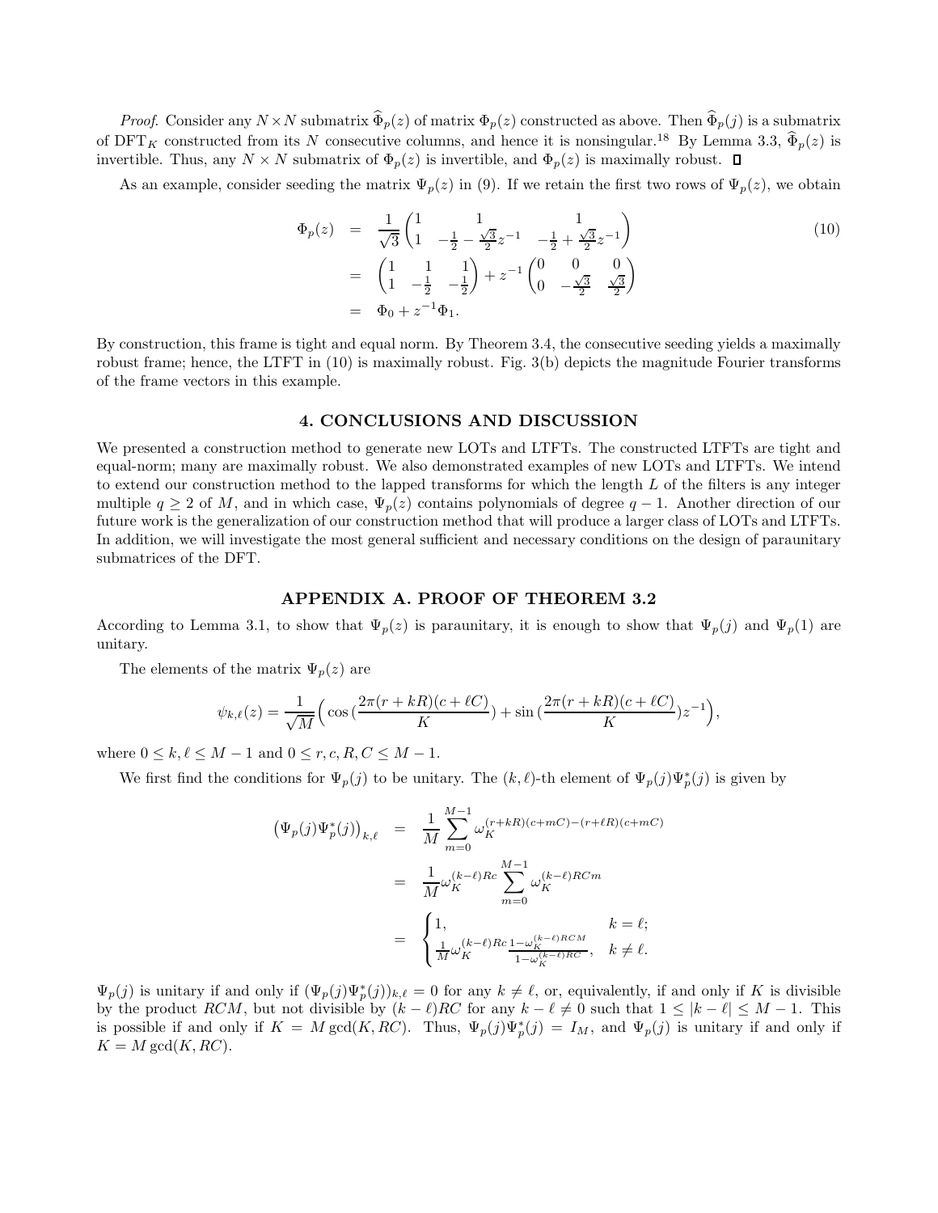*Proof.* Consider any $N \times N$ submatrix $\widehat{\Phi}_p(z)$ of matrix $\Phi_p(z)$ constructed as above. Then $\widehat{\Phi}_p(j)$ is a submatrix of $\mathrm{DFT}_K$ constructed from its $N$ consecutive columns, and hence it is nonsingular.[18] By Lemma 3.3, $\widehat{\Phi}_p(z)$ is invertible. Thus, any $N \times N$ submatrix of $\Phi_p(z)$ is invertible, and $\Phi_p(z)$ is maximally robust. $\square$

As an example, consider seeding the matrix $\Psi_p(z)$ in (9). If we retain the first two rows of $\Psi_p(z)$, we obtain

$$
\begin{aligned}
\Phi_p(z) &= \frac{1}{\sqrt{3}} \begin{pmatrix} 1 & 1 & 1 \\ 1 & -\frac{1}{2} - \frac{\sqrt{3}}{2} z^{-1} & -\frac{1}{2} + \frac{\sqrt{3}}{2} z^{-1} \end{pmatrix} \\
&= \begin{pmatrix} 1 & 1 & 1 \\ 1 & -\frac{1}{2} & -\frac{1}{2} \end{pmatrix} + z^{-1} \begin{pmatrix} 0 & 0 & 0 \\ 0 & -\frac{\sqrt{3}}{2} & \frac{\sqrt{3}}{2} \end{pmatrix} \\
&= \Phi_0 + z^{-1} \Phi_1.
\end{aligned}
\tag{10}
$$

By construction, this frame is tight and equal norm. By Theorem 3.4, the consecutive seeding yields a maximally robust frame; hence, the LTFT in (10) is maximally robust. Fig. 3(b) depicts the magnitude Fourier transforms of the frame vectors in this example.

## 4. CONCLUSIONS AND DISCUSSION

We presented a construction method to generate new LOTs and LTFTs. The constructed LTFTs are tight and equal-norm; many are maximally robust. We also demonstrated examples of new LOTs and LTFTs. We intend to extend our construction method to the lapped transforms for which the length $L$ of the filters is any integer multiple $q \geq 2$ of $M$, and in which case, $\Psi_p(z)$ contains polynomials of degree $q-1$. Another direction of our future work is the generalization of our construction method that will produce a larger class of LOTs and LTFTs. In addition, we will investigate the most general sufficient and necessary conditions on the design of paraunitary submatrices of the DFT.

## APPENDIX A. PROOF OF THEOREM 3.2

According to Lemma 3.1, to show that $\Psi_p(z)$ is paraunitary, it is enough to show that $\Psi_p(j)$ and $\Psi_p(1)$ are unitary.

The elements of the matrix $\Psi_p(z)$ are

$$
\psi_{k,\ell}(z) = \frac{1}{\sqrt{M}} \Big( \cos\big(\frac{2\pi(r+kR)(c+\ell C)}{K}\big) + \sin\big(\frac{2\pi(r+kR)(c+\ell C)}{K}\big) z^{-1} \Big),
$$

where $0 \leq k, \ell \leq M-1$ and $0 \leq r, c, R, C \leq M-1$.

We first find the conditions for $\Psi_p(j)$ to be unitary. The $(k,\ell)$-th element of $\Psi_p(j)\Psi_p^*(j)$ is given by

$$
\begin{aligned}
\big(\Psi_p(j)\Psi_p^*(j)\big)_{k,\ell} &= \frac{1}{M} \sum_{m=0}^{M-1} \omega_K^{(r+kR)(c+mC)-(r+\ell R)(c+mC)} \\
&= \frac{1}{M} \omega_K^{(k-\ell)Rc} \sum_{m=0}^{M-1} \omega_K^{(k-\ell)RCm} \\
&= \begin{cases} 1, & k = \ell; \\ \frac{1}{M} \omega_K^{(k-\ell)Rc} \frac{1-\omega_K^{(k-\ell)RCM}}{1-\omega_K^{(k-\ell)RC}}, & k \neq \ell. \end{cases}
\end{aligned}
$$

$\Psi_p(j)$ is unitary if and only if $(\Psi_p(j)\Psi_p^*(j))_{k,\ell} = 0$ for any $k \neq \ell$, or, equivalently, if and only if $K$ is divisible by the product $RCM$, but not divisible by $(k-\ell)RC$ for any $k - \ell \neq 0$ such that $1 \leq |k-\ell| \leq M-1$. This is possible if and only if $K = M \gcd(K, RC)$. Thus, $\Psi_p(j)\Psi_p^*(j) = I_M$, and $\Psi_p(j)$ is unitary if and only if $K = M \gcd(K, RC)$.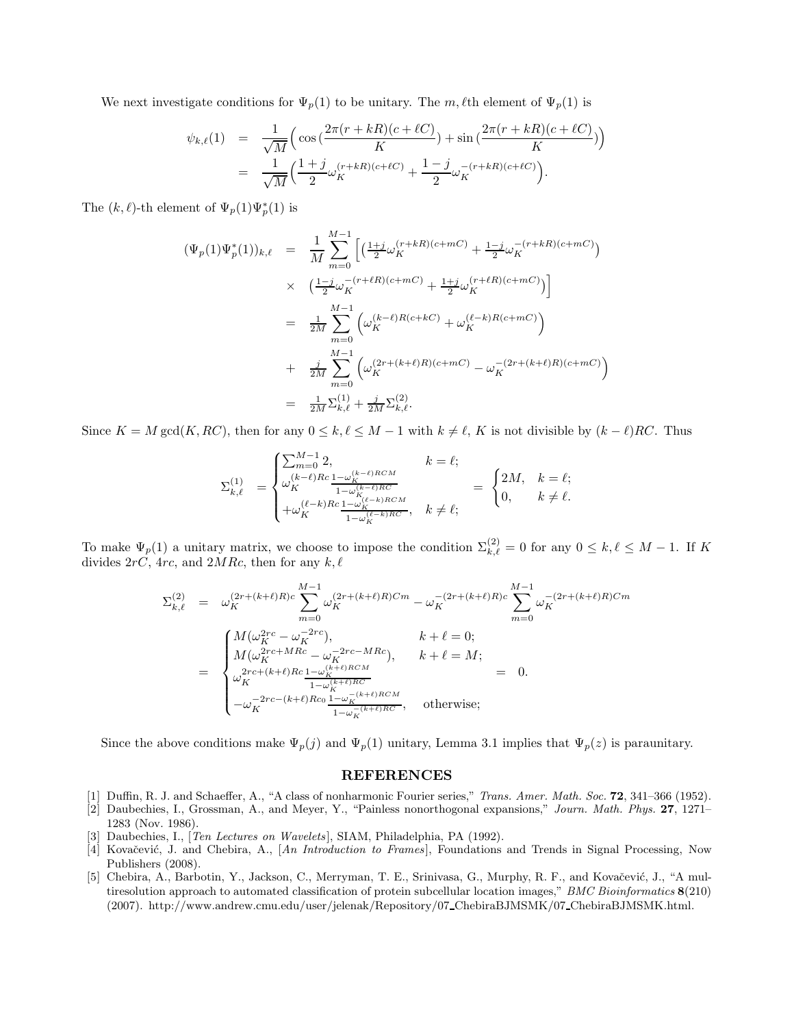We next investigate conditions for $\Psi_p(1)$ to be unitary. The $m, \ell$th element of $\Psi_p(1)$ is

$$
\begin{aligned}
\psi_{k,\ell}(1) &= \frac{1}{\sqrt{M}}\Big(\cos\big(\frac{2\pi(r+kR)(c+\ell C)}{K}\big) + \sin\big(\frac{2\pi(r+kR)(c+\ell C)}{K}\big)\Big) \\
&= \frac{1}{\sqrt{M}}\Big(\frac{1+j}{2}\omega_K^{(r+kR)(c+\ell C)} + \frac{1-j}{2}\omega_K^{-(r+kR)(c+\ell C)}\Big).
\end{aligned}
$$

The $(k,\ell)$-th element of $\Psi_p(1)\Psi_p^*(1)$ is

$$
\begin{aligned}
(\Psi_p(1)\Psi_p^*(1))_{k,\ell} &= \frac{1}{M}\sum_{m=0}^{M-1}\Big[\big(\tfrac{1+j}{2}\omega_K^{(r+kR)(c+mC)} + \tfrac{1-j}{2}\omega_K^{-(r+kR)(c+mC)}\big) \\
&\times \big(\tfrac{1-j}{2}\omega_K^{-(r+\ell R)(c+mC)} + \tfrac{1+j}{2}\omega_K^{(r+\ell R)(c+mC)}\big)\Big] \\
&= \tfrac{1}{2M}\sum_{m=0}^{M-1}\Big(\omega_K^{(k-\ell)R(c+kC)} + \omega_K^{(\ell-k)R(c+mC)}\Big) \\
&+ \tfrac{j}{2M}\sum_{m=0}^{M-1}\Big(\omega_K^{(2r+(k+\ell)R)(c+mC)} - \omega_K^{-(2r+(k+\ell)R)(c+mC)}\Big) \\
&= \tfrac{1}{2M}\Sigma_{k,\ell}^{(1)} + \tfrac{j}{2M}\Sigma_{k,\ell}^{(2)}.
\end{aligned}
$$

Since $K = M\gcd(K, RC)$, then for any $0 \le k, \ell \le M-1$ with $k \neq \ell$, $K$ is not divisible by $(k-\ell)RC$. Thus

$$
\Sigma_{k,\ell}^{(1)} = \begin{cases} \sum_{m=0}^{M-1} 2, & k=\ell; \\ \omega_K^{(k-\ell)Rc}\frac{1-\omega_K^{(k-\ell)RCM}}{1-\omega_K^{(k-\ell)RC}} \\ +\omega_K^{(\ell-k)Rc}\frac{1-\omega_K^{(\ell-k)RCM}}{1-\omega_K^{(\ell-k)RC}}, & k \neq \ell; \end{cases} = \begin{cases} 2M, & k=\ell; \\ 0, & k\neq \ell. \end{cases}
$$

To make $\Psi_p(1)$ a unitary matrix, we choose to impose the condition $\Sigma_{k,\ell}^{(2)} = 0$ for any $0 \le k, \ell \le M-1$. If $K$ divides $2rC$, $4rc$, and $2MRc$, then for any $k, \ell$

$$
\begin{aligned}
\Sigma_{k,\ell}^{(2)} &= \omega_K^{(2r+(k+\ell)R)c}\sum_{m=0}^{M-1}\omega_K^{(2r+(k+\ell)R)Cm} - \omega_K^{-(2r+(k+\ell)R)c}\sum_{m=0}^{M-1}\omega_K^{-(2r+(k+\ell)R)Cm} \\
&= \begin{cases} M(\omega_K^{2rc} - \omega_K^{-2rc}), & k+\ell = 0; \\ M(\omega_K^{2rc+MRc} - \omega_K^{-2rc-MRc}), & k+\ell = M; \\ \omega_K^{2rc+(k+\ell)Rc}\frac{1-\omega_K^{(k+\ell)RCM}}{1-\omega_K^{(k+\ell)RC}} \\ -\omega_K^{-2rc-(k+\ell)Rc_0}\frac{1-\omega_K^{-(k+\ell)RCM}}{1-\omega_K^{-(k+\ell)RC}}, & \text{otherwise}; \end{cases} = 0.
\end{aligned}
$$

Since the above conditions make $\Psi_p(j)$ and $\Psi_p(1)$ unitary, Lemma 3.1 implies that $\Psi_p(z)$ is paraunitary.

## REFERENCES

[1] Duffin, R. J. and Schaeffer, A., "A class of nonharmonic Fourier series," *Trans. Amer. Math. Soc.* **72**, 341–366 (1952).

[2] Daubechies, I., Grossman, A., and Meyer, Y., "Painless nonorthogonal expansions," *Journ. Math. Phys.* **27**, 1271–1283 (Nov. 1986).

[3] Daubechies, I., [*Ten Lectures on Wavelets*], SIAM, Philadelphia, PA (1992).

[4] Kovačević, J. and Chebira, A., [*An Introduction to Frames*], Foundations and Trends in Signal Processing, Now Publishers (2008).

[5] Chebira, A., Barbotin, Y., Jackson, C., Merryman, T. E., Srinivasa, G., Murphy, R. F., and Kovačević, J., "A multiresolution approach to automated classification of protein subcellular location images," *BMC Bioinformatics* **8**(210) (2007). http://www.andrew.cmu.edu/user/jelenak/Repository/07_ChebiraBJMSMK/07_ChebiraBJMSMK.html.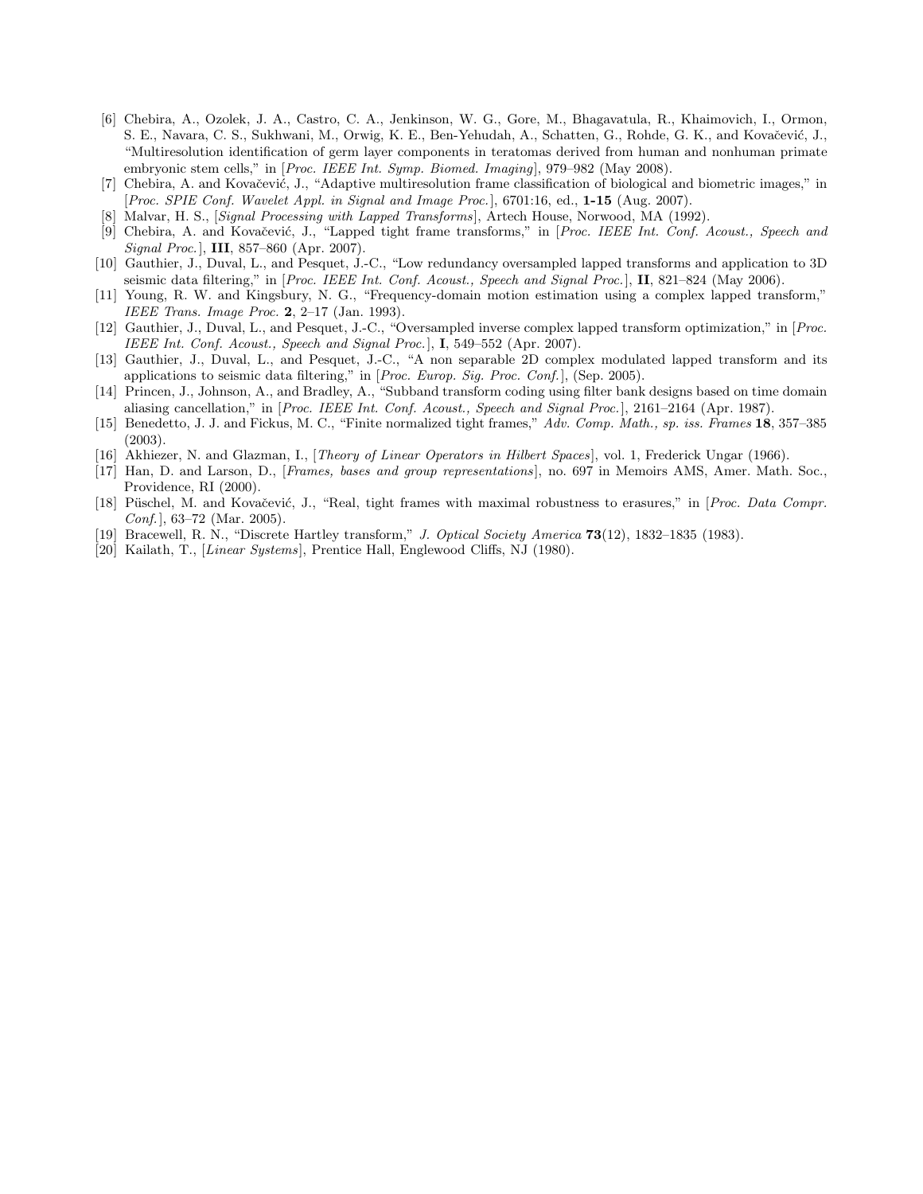[6] Chebira, A., Ozolek, J. A., Castro, C. A., Jenkinson, W. G., Gore, M., Bhagavatula, R., Khaimovich, I., Ormon, S. E., Navara, C. S., Sukhwani, M., Orwig, K. E., Ben-Yehudah, A., Schatten, G., Rohde, G. K., and Kovačević, J., "Multiresolution identification of germ layer components in teratomas derived from human and nonhuman primate embryonic stem cells," in [*Proc. IEEE Int. Symp. Biomed. Imaging*], 979–982 (May 2008).

[7] Chebira, A. and Kovačević, J., "Adaptive multiresolution frame classification of biological and biometric images," in [*Proc. SPIE Conf. Wavelet Appl. in Signal and Image Proc.*], 6701:16, ed., **1-15** (Aug. 2007).

[8] Malvar, H. S., [*Signal Processing with Lapped Transforms*], Artech House, Norwood, MA (1992).

[9] Chebira, A. and Kovačević, J., "Lapped tight frame transforms," in [*Proc. IEEE Int. Conf. Acoust., Speech and Signal Proc.*], **III**, 857–860 (Apr. 2007).

[10] Gauthier, J., Duval, L., and Pesquet, J.-C., "Low redundancy oversampled lapped transforms and application to 3D seismic data filtering," in [*Proc. IEEE Int. Conf. Acoust., Speech and Signal Proc.*], **II**, 821–824 (May 2006).

[11] Young, R. W. and Kingsbury, N. G., "Frequency-domain motion estimation using a complex lapped transform," *IEEE Trans. Image Proc.* **2**, 2–17 (Jan. 1993).

[12] Gauthier, J., Duval, L., and Pesquet, J.-C., "Oversampled inverse complex lapped transform optimization," in [*Proc. IEEE Int. Conf. Acoust., Speech and Signal Proc.*], **I**, 549–552 (Apr. 2007).

[13] Gauthier, J., Duval, L., and Pesquet, J.-C., "A non separable 2D complex modulated lapped transform and its applications to seismic data filtering," in [*Proc. Europ. Sig. Proc. Conf.*], (Sep. 2005).

[14] Princen, J., Johnson, A., and Bradley, A., "Subband transform coding using filter bank designs based on time domain aliasing cancellation," in [*Proc. IEEE Int. Conf. Acoust., Speech and Signal Proc.*], 2161–2164 (Apr. 1987).

[15] Benedetto, J. J. and Fickus, M. C., "Finite normalized tight frames," *Adv. Comp. Math., sp. iss. Frames* **18**, 357–385 (2003).

[16] Akhiezer, N. and Glazman, I., [*Theory of Linear Operators in Hilbert Spaces*], vol. 1, Frederick Ungar (1966).

[17] Han, D. and Larson, D., [*Frames, bases and group representations*], no. 697 in Memoirs AMS, Amer. Math. Soc., Providence, RI (2000).

[18] Püschel, M. and Kovačević, J., "Real, tight frames with maximal robustness to erasures," in [*Proc. Data Compr. Conf.*], 63–72 (Mar. 2005).

[19] Bracewell, R. N., "Discrete Hartley transform," *J. Optical Society America* **73**(12), 1832–1835 (1983).

[20] Kailath, T., [*Linear Systems*], Prentice Hall, Englewood Cliffs, NJ (1980).